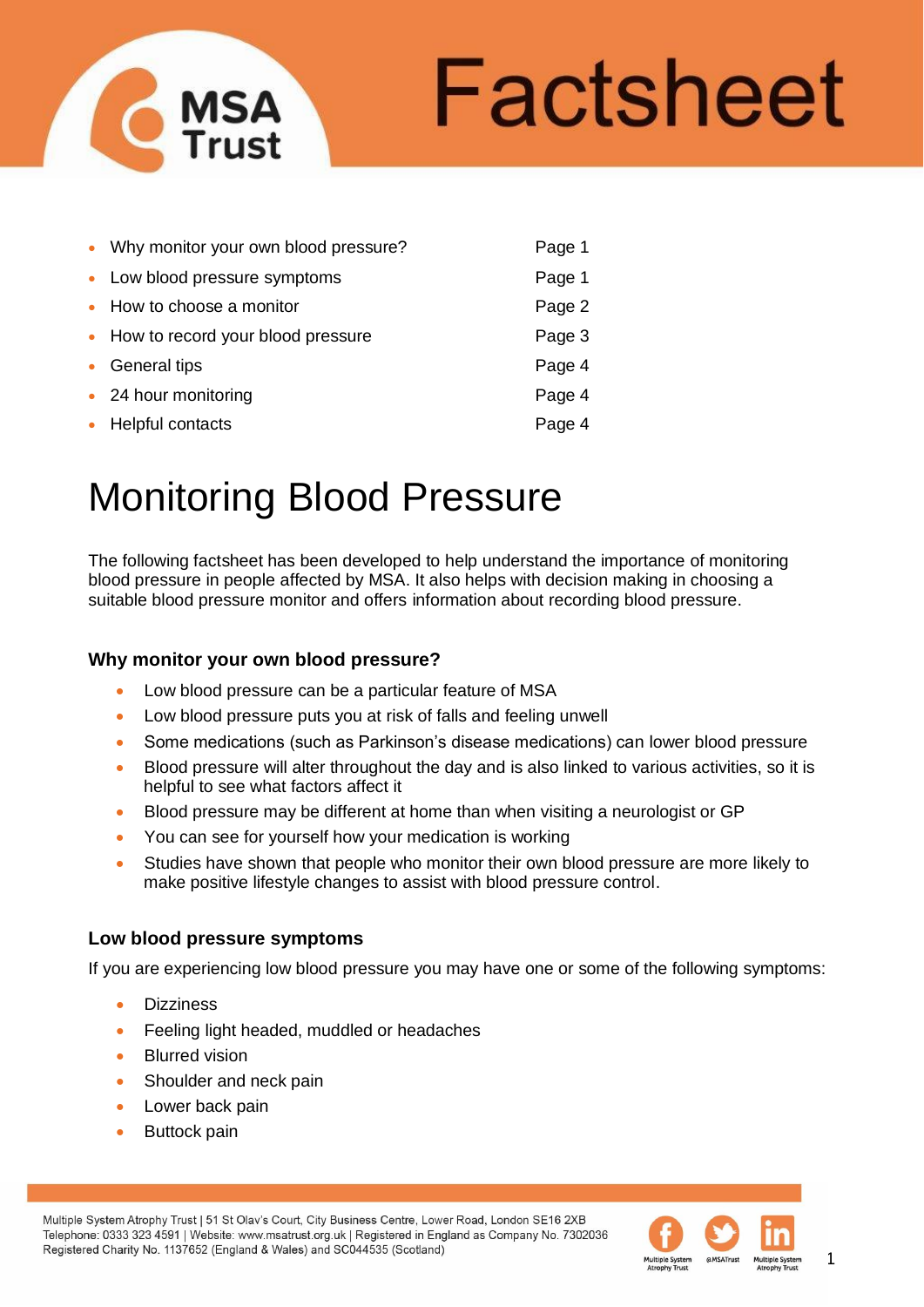# Factsheet

| | |
|---|---|
| • Why monitor your own blood pressure? | Page 1 |
| • Low blood pressure symptoms | Page 1 |
| • How to choose a monitor | Page 2 |
| • How to record your blood pressure | Page 3 |
| • General tips | Page 4 |
| • 24 hour monitoring | Page 4 |
| • Helpful contacts | Page 4 |

# Monitoring Blood Pressure

The following factsheet has been developed to help understand the importance of monitoring blood pressure in people affected by MSA. It also helps with decision making in choosing a suitable blood pressure monitor and offers information about recording blood pressure.

### Why monitor your own blood pressure?

- Low blood pressure can be a particular feature of MSA
- Low blood pressure puts you at risk of falls and feeling unwell
- Some medications (such as Parkinson's disease medications) can lower blood pressure
- Blood pressure will alter throughout the day and is also linked to various activities, so it is helpful to see what factors affect it
- Blood pressure may be different at home than when visiting a neurologist or GP
- You can see for yourself how your medication is working
- Studies have shown that people who monitor their own blood pressure are more likely to make positive lifestyle changes to assist with blood pressure control.

### Low blood pressure symptoms

If you are experiencing low blood pressure you may have one or some of the following symptoms:

- Dizziness
- Feeling light headed, muddled or headaches
- Blurred vision
- Shoulder and neck pain
- Lower back pain
- Buttock pain

Multiple System Atrophy Trust | 51 St Olav's Court, City Business Centre, Lower Road, London SE16 2XB
Telephone: 0333 323 4591 | Website: www.msatrust.org.uk | Registered in England as Company No. 7302036
Registered Charity No. 1137652 (England & Wales) and SC044535 (Scotland)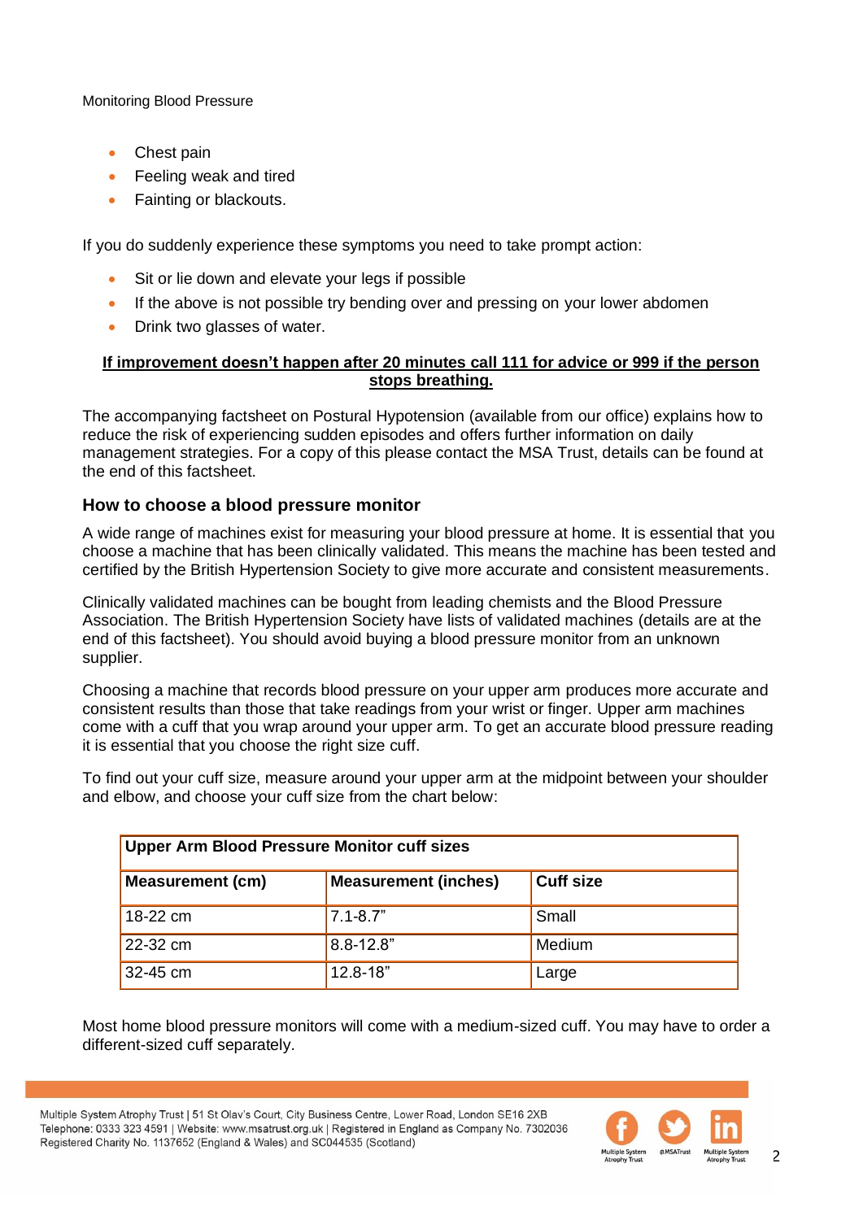- Chest pain
- Feeling weak and tired
- Fainting or blackouts.

If you do suddenly experience these symptoms you need to take prompt action:

- Sit or lie down and elevate your legs if possible
- If the above is not possible try bending over and pressing on your lower abdomen
- Drink two glasses of water.

**If improvement doesn't happen after 20 minutes call 111 for advice or 999 if the person stops breathing.**

The accompanying factsheet on Postural Hypotension (available from our office) explains how to reduce the risk of experiencing sudden episodes and offers further information on daily management strategies. For a copy of this please contact the MSA Trust, details can be found at the end of this factsheet.

### How to choose a blood pressure monitor

A wide range of machines exist for measuring your blood pressure at home. It is essential that you choose a machine that has been clinically validated. This means the machine has been tested and certified by the British Hypertension Society to give more accurate and consistent measurements.

Clinically validated machines can be bought from leading chemists and the Blood Pressure Association. The British Hypertension Society have lists of validated machines (details are at the end of this factsheet). You should avoid buying a blood pressure monitor from an unknown supplier.

Choosing a machine that records blood pressure on your upper arm produces more accurate and consistent results than those that take readings from your wrist or finger. Upper arm machines come with a cuff that you wrap around your upper arm. To get an accurate blood pressure reading it is essential that you choose the right size cuff.

To find out your cuff size, measure around your upper arm at the midpoint between your shoulder and elbow, and choose your cuff size from the chart below:

| **Upper Arm Blood Pressure Monitor cuff sizes** | | |
|---|---|---|
| **Measurement (cm)** | **Measurement (inches)** | **Cuff size** |
| 18-22 cm | 7.1-8.7" | Small |
| 22-32 cm | 8.8-12.8" | Medium |
| 32-45 cm | 12.8-18" | Large |

Most home blood pressure monitors will come with a medium-sized cuff. You may have to order a different-sized cuff separately.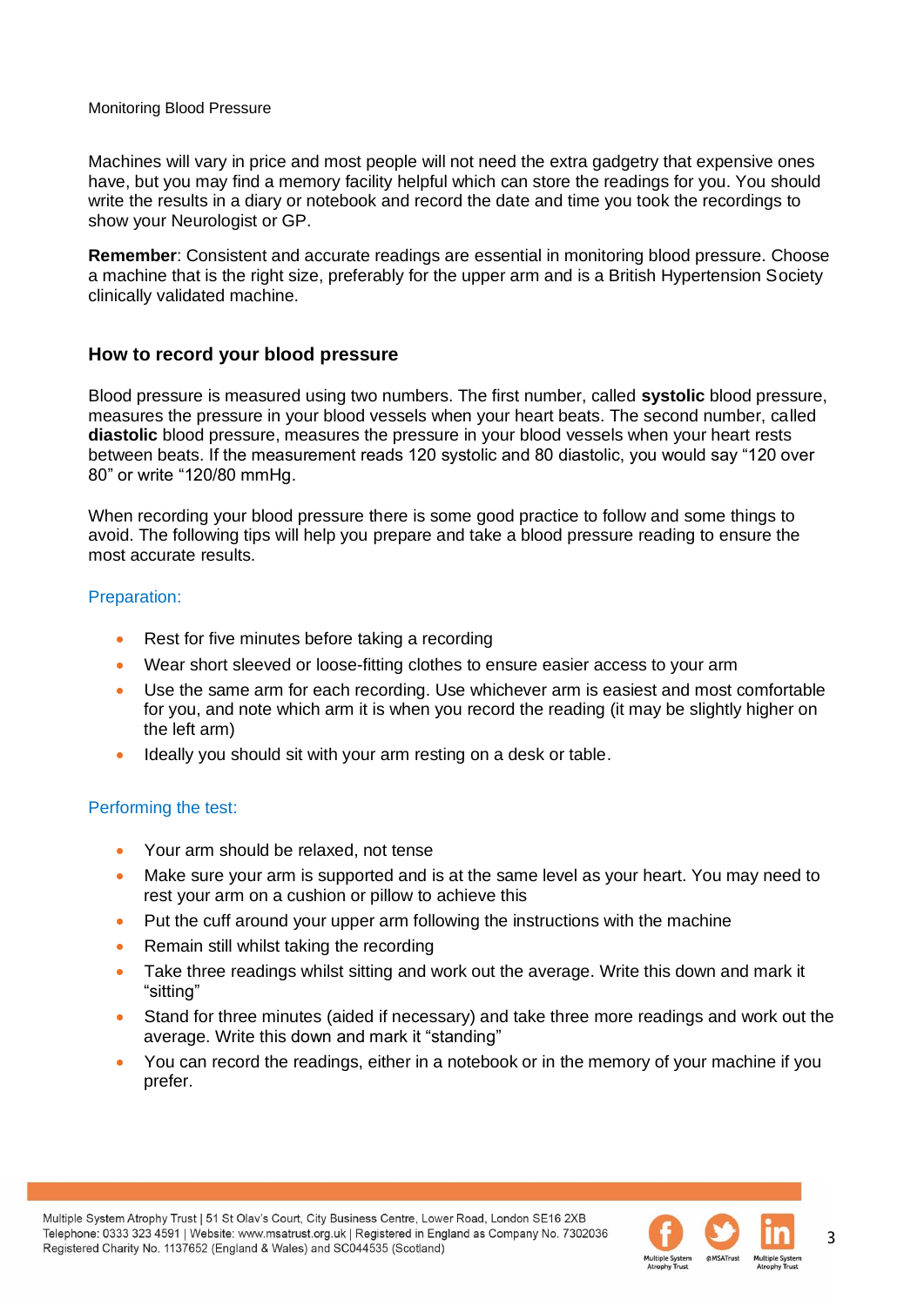Machines will vary in price and most people will not need the extra gadgetry that expensive ones have, but you may find a memory facility helpful which can store the readings for you. You should write the results in a diary or notebook and record the date and time you took the recordings to show your Neurologist or GP.

**Remember**: Consistent and accurate readings are essential in monitoring blood pressure. Choose a machine that is the right size, preferably for the upper arm and is a British Hypertension Society clinically validated machine.

## How to record your blood pressure

Blood pressure is measured using two numbers. The first number, called **systolic** blood pressure, measures the pressure in your blood vessels when your heart beats. The second number, called **diastolic** blood pressure, measures the pressure in your blood vessels when your heart rests between beats. If the measurement reads 120 systolic and 80 diastolic, you would say "120 over 80" or write "120/80 mmHg.

When recording your blood pressure there is some good practice to follow and some things to avoid. The following tips will help you prepare and take a blood pressure reading to ensure the most accurate results.

### Preparation:

- Rest for five minutes before taking a recording
- Wear short sleeved or loose-fitting clothes to ensure easier access to your arm
- Use the same arm for each recording. Use whichever arm is easiest and most comfortable for you, and note which arm it is when you record the reading (it may be slightly higher on the left arm)
- Ideally you should sit with your arm resting on a desk or table.

### Performing the test:

- Your arm should be relaxed, not tense
- Make sure your arm is supported and is at the same level as your heart. You may need to rest your arm on a cushion or pillow to achieve this
- Put the cuff around your upper arm following the instructions with the machine
- Remain still whilst taking the recording
- Take three readings whilst sitting and work out the average. Write this down and mark it "sitting"
- Stand for three minutes (aided if necessary) and take three more readings and work out the average. Write this down and mark it "standing"
- You can record the readings, either in a notebook or in the memory of your machine if you prefer.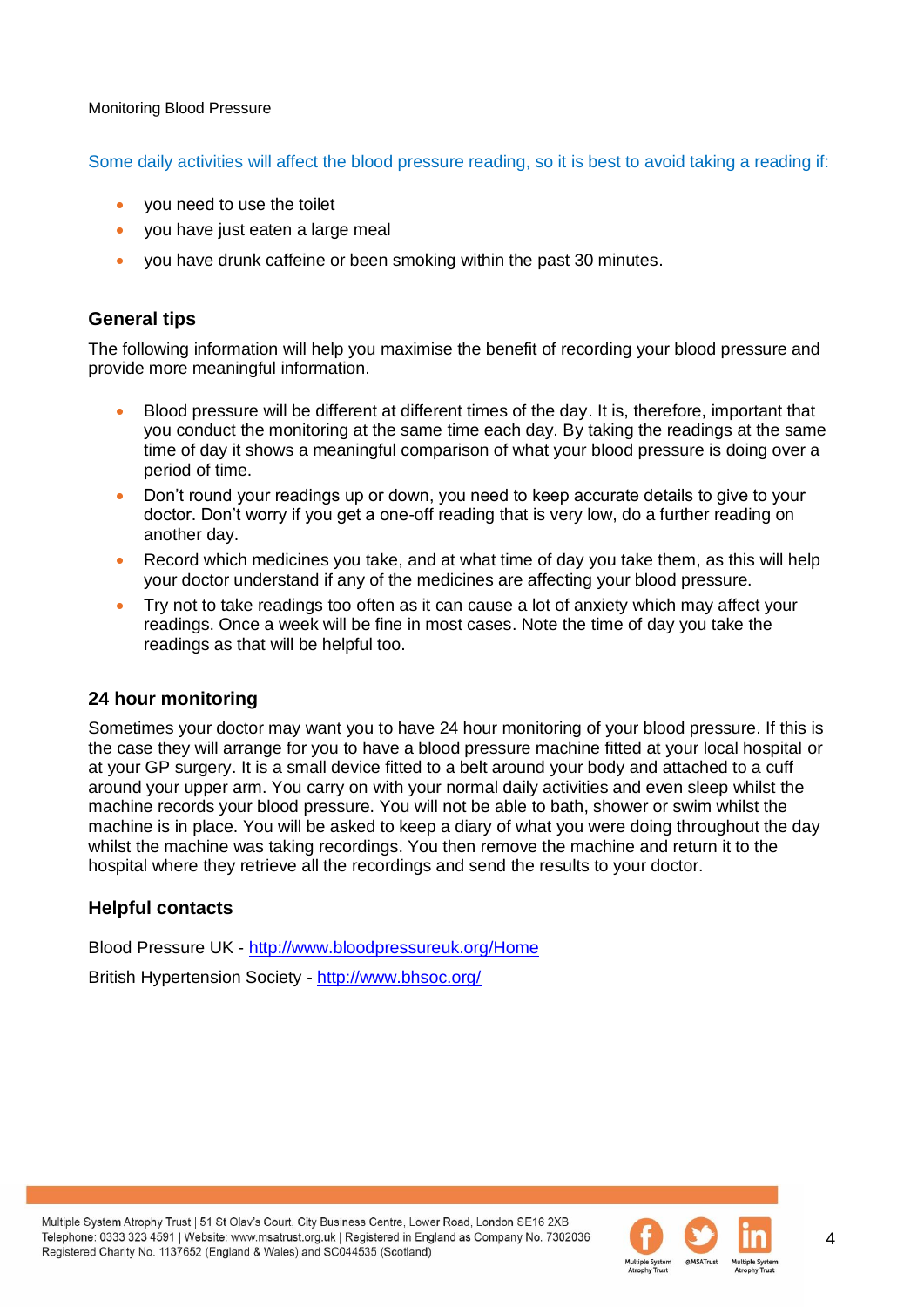Some daily activities will affect the blood pressure reading, so it is best to avoid taking a reading if:

- you need to use the toilet
- you have just eaten a large meal
- you have drunk caffeine or been smoking within the past 30 minutes.

## General tips

The following information will help you maximise the benefit of recording your blood pressure and provide more meaningful information.

- Blood pressure will be different at different times of the day. It is, therefore, important that you conduct the monitoring at the same time each day. By taking the readings at the same time of day it shows a meaningful comparison of what your blood pressure is doing over a period of time.
- Don't round your readings up or down, you need to keep accurate details to give to your doctor. Don't worry if you get a one-off reading that is very low, do a further reading on another day.
- Record which medicines you take, and at what time of day you take them, as this will help your doctor understand if any of the medicines are affecting your blood pressure.
- Try not to take readings too often as it can cause a lot of anxiety which may affect your readings. Once a week will be fine in most cases. Note the time of day you take the readings as that will be helpful too.

## 24 hour monitoring

Sometimes your doctor may want you to have 24 hour monitoring of your blood pressure. If this is the case they will arrange for you to have a blood pressure machine fitted at your local hospital or at your GP surgery. It is a small device fitted to a belt around your body and attached to a cuff around your upper arm. You carry on with your normal daily activities and even sleep whilst the machine records your blood pressure. You will not be able to bath, shower or swim whilst the machine is in place. You will be asked to keep a diary of what you were doing throughout the day whilst the machine was taking recordings. You then remove the machine and return it to the hospital where they retrieve all the recordings and send the results to your doctor.

## Helpful contacts

Blood Pressure UK - http://www.bloodpressureuk.org/Home

British Hypertension Society - http://www.bhsoc.org/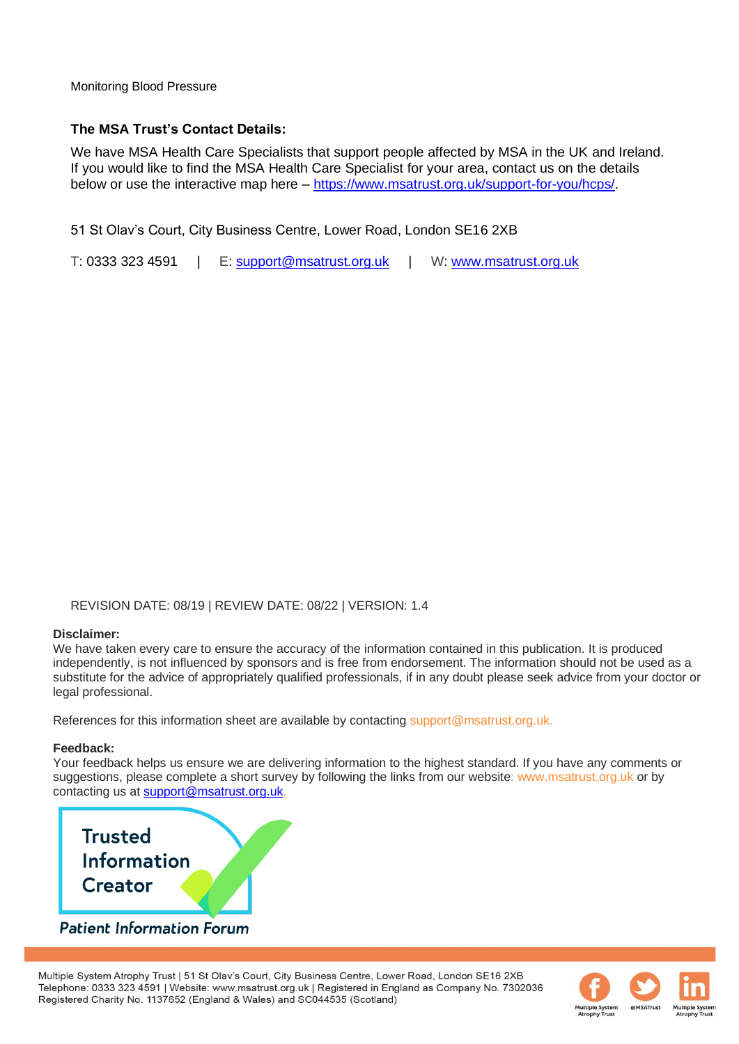## The MSA Trust's Contact Details:

We have MSA Health Care Specialists that support people affected by MSA in the UK and Ireland. If you would like to find the MSA Health Care Specialist for your area, contact us on the details below or use the interactive map here – https://www.msatrust.org.uk/support-for-you/hcps/.

51 St Olav's Court, City Business Centre, Lower Road, London SE16 2XB

T: 0333 323 4591 | E: support@msatrust.org.uk | W: www.msatrust.org.uk

REVISION DATE: 08/19 | REVIEW DATE: 08/22 | VERSION: 1.4

**Disclaimer:**
We have taken every care to ensure the accuracy of the information contained in this publication. It is produced independently, is not influenced by sponsors and is free from endorsement. The information should not be used as a substitute for the advice of appropriately qualified professionals, if in any doubt please seek advice from your doctor or legal professional.

References for this information sheet are available by contacting support@msatrust.org.uk.

**Feedback:**
Your feedback helps us ensure we are delivering information to the highest standard. If you have any comments or suggestions, please complete a short survey by following the links from our website: www.msatrust.org.uk or by contacting us at support@msatrust.org.uk.

Trusted Information Creator

*Patient Information Forum*

Multiple System Atrophy Trust | 51 St Olav's Court, City Business Centre, Lower Road, London SE16 2XB
Telephone: 0333 323 4591 | Website: www.msatrust.org.uk | Registered in England as Company No. 7302036
Registered Charity No. 1137652 (England & Wales) and SC044535 (Scotland)

Multiple System Atrophy Trust @MSATrust Multiple System Atrophy Trust